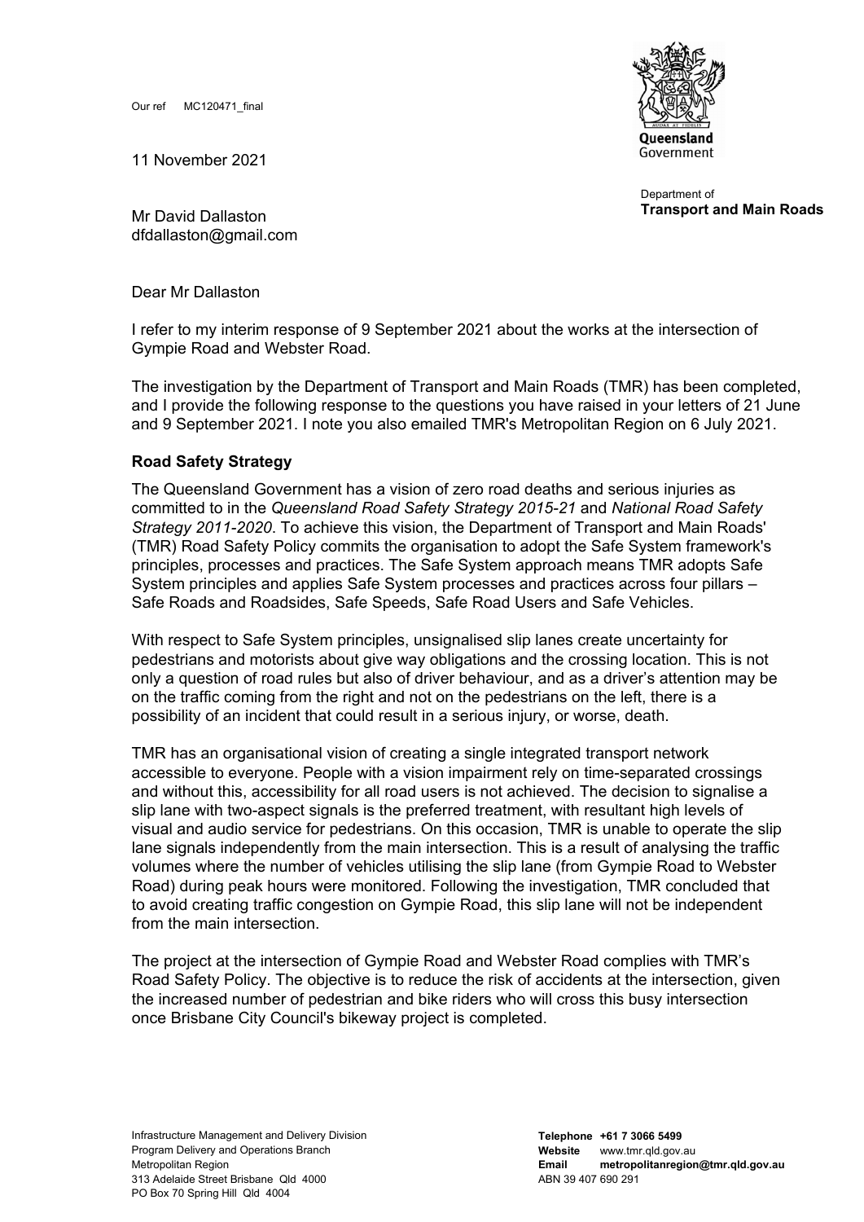Our ref MC120471_final

Queensland Government

Department of
**Transport and Main Roads**

11 November 2021

Mr David Dallaston
dfdallaston@gmail.com

Dear Mr Dallaston

I refer to my interim response of 9 September 2021 about the works at the intersection of Gympie Road and Webster Road.

The investigation by the Department of Transport and Main Roads (TMR) has been completed, and I provide the following response to the questions you have raised in your letters of 21 June and 9 September 2021. I note you also emailed TMR's Metropolitan Region on 6 July 2021.

**Road Safety Strategy**

The Queensland Government has a vision of zero road deaths and serious injuries as committed to in the *Queensland Road Safety Strategy 2015-21* and *National Road Safety Strategy 2011-2020*. To achieve this vision, the Department of Transport and Main Roads' (TMR) Road Safety Policy commits the organisation to adopt the Safe System framework's principles, processes and practices. The Safe System approach means TMR adopts Safe System principles and applies Safe System processes and practices across four pillars – Safe Roads and Roadsides, Safe Speeds, Safe Road Users and Safe Vehicles.

With respect to Safe System principles, unsignalised slip lanes create uncertainty for pedestrians and motorists about give way obligations and the crossing location. This is not only a question of road rules but also of driver behaviour, and as a driver's attention may be on the traffic coming from the right and not on the pedestrians on the left, there is a possibility of an incident that could result in a serious injury, or worse, death.

TMR has an organisational vision of creating a single integrated transport network accessible to everyone. People with a vision impairment rely on time-separated crossings and without this, accessibility for all road users is not achieved. The decision to signalise a slip lane with two-aspect signals is the preferred treatment, with resultant high levels of visual and audio service for pedestrians. On this occasion, TMR is unable to operate the slip lane signals independently from the main intersection. This is a result of analysing the traffic volumes where the number of vehicles utilising the slip lane (from Gympie Road to Webster Road) during peak hours were monitored. Following the investigation, TMR concluded that to avoid creating traffic congestion on Gympie Road, this slip lane will not be independent from the main intersection.

The project at the intersection of Gympie Road and Webster Road complies with TMR's Road Safety Policy. The objective is to reduce the risk of accidents at the intersection, given the increased number of pedestrian and bike riders who will cross this busy intersection once Brisbane City Council's bikeway project is completed.

Infrastructure Management and Delivery Division
Program Delivery and Operations Branch
Metropolitan Region
313 Adelaide Street Brisbane Qld 4000
PO Box 70 Spring Hill Qld 4004

**Telephone** +61 7 3066 5499
**Website** www.tmr.qld.gov.au
**Email** **metropolitanregion@tmr.qld.gov.au**
ABN 39 407 690 291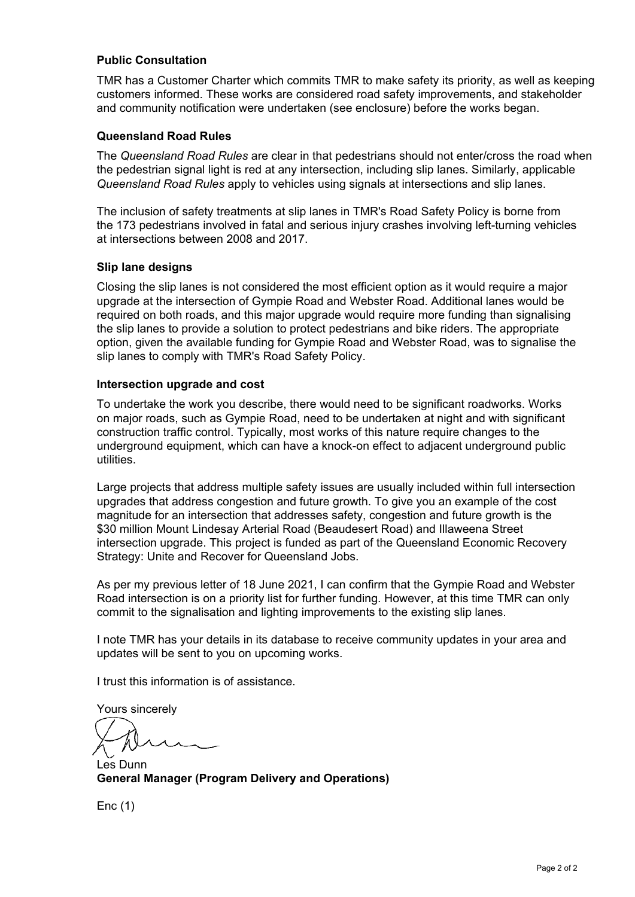### Public Consultation

TMR has a Customer Charter which commits TMR to make safety its priority, as well as keeping customers informed. These works are considered road safety improvements, and stakeholder and community notification were undertaken (see enclosure) before the works began.

### Queensland Road Rules

The *Queensland Road Rules* are clear in that pedestrians should not enter/cross the road when the pedestrian signal light is red at any intersection, including slip lanes. Similarly, applicable *Queensland Road Rules* apply to vehicles using signals at intersections and slip lanes.

The inclusion of safety treatments at slip lanes in TMR's Road Safety Policy is borne from the 173 pedestrians involved in fatal and serious injury crashes involving left-turning vehicles at intersections between 2008 and 2017.

### Slip lane designs

Closing the slip lanes is not considered the most efficient option as it would require a major upgrade at the intersection of Gympie Road and Webster Road. Additional lanes would be required on both roads, and this major upgrade would require more funding than signalising the slip lanes to provide a solution to protect pedestrians and bike riders. The appropriate option, given the available funding for Gympie Road and Webster Road, was to signalise the slip lanes to comply with TMR's Road Safety Policy.

### Intersection upgrade and cost

To undertake the work you describe, there would need to be significant roadworks. Works on major roads, such as Gympie Road, need to be undertaken at night and with significant construction traffic control. Typically, most works of this nature require changes to the underground equipment, which can have a knock-on effect to adjacent underground public utilities.

Large projects that address multiple safety issues are usually included within full intersection upgrades that address congestion and future growth. To give you an example of the cost magnitude for an intersection that addresses safety, congestion and future growth is the $30 million Mount Lindesay Arterial Road (Beaudesert Road) and Illaweena Street intersection upgrade. This project is funded as part of the Queensland Economic Recovery Strategy: Unite and Recover for Queensland Jobs.

As per my previous letter of 18 June 2021, I can confirm that the Gympie Road and Webster Road intersection is on a priority list for further funding. However, at this time TMR can only commit to the signalisation and lighting improvements to the existing slip lanes.

I note TMR has your details in its database to receive community updates in your area and updates will be sent to you on upcoming works.

I trust this information is of assistance.

Yours sincerely

Les Dunn
**General Manager (Program Delivery and Operations)**

Enc (1)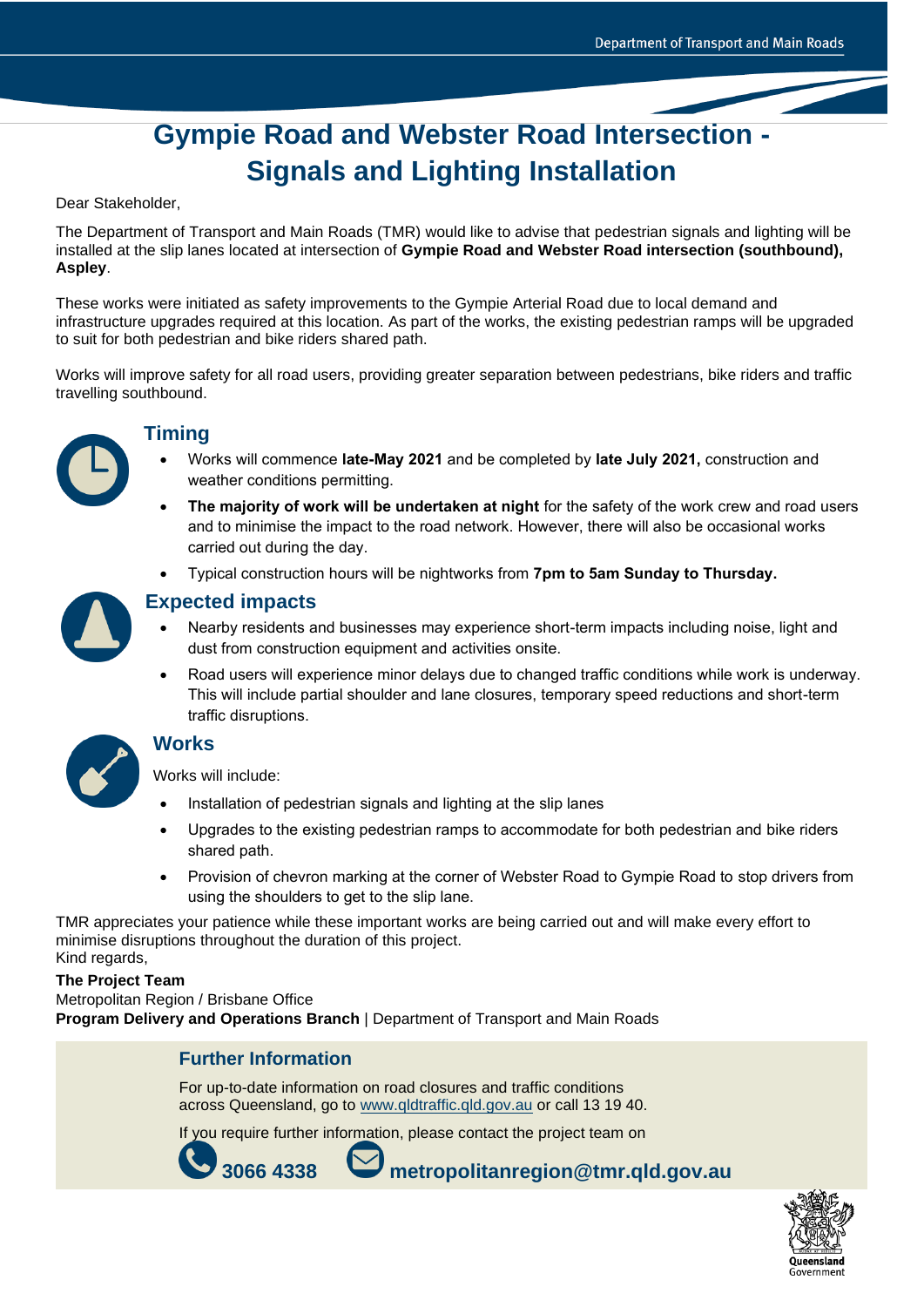# Gympie Road and Webster Road Intersection - Signals and Lighting Installation

Dear Stakeholder,

The Department of Transport and Main Roads (TMR) would like to advise that pedestrian signals and lighting will be installed at the slip lanes located at intersection of **Gympie Road and Webster Road intersection (southbound), Aspley**.

These works were initiated as safety improvements to the Gympie Arterial Road due to local demand and infrastructure upgrades required at this location. As part of the works, the existing pedestrian ramps will be upgraded to suit for both pedestrian and bike riders shared path.

Works will improve safety for all road users, providing greater separation between pedestrians, bike riders and traffic travelling southbound.

## Timing

- Works will commence **late-May 2021** and be completed by **late July 2021,** construction and weather conditions permitting.
- **The majority of work will be undertaken at night** for the safety of the work crew and road users and to minimise the impact to the road network. However, there will also be occasional works carried out during the day.
- Typical construction hours will be nightworks from **7pm to 5am Sunday to Thursday.**

## Expected impacts

- Nearby residents and businesses may experience short-term impacts including noise, light and dust from construction equipment and activities onsite.
- Road users will experience minor delays due to changed traffic conditions while work is underway. This will include partial shoulder and lane closures, temporary speed reductions and short-term traffic disruptions.

## Works

Works will include:

- Installation of pedestrian signals and lighting at the slip lanes
- Upgrades to the existing pedestrian ramps to accommodate for both pedestrian and bike riders shared path.
- Provision of chevron marking at the corner of Webster Road to Gympie Road to stop drivers from using the shoulders to get to the slip lane.

TMR appreciates your patience while these important works are being carried out and will make every effort to minimise disruptions throughout the duration of this project.
Kind regards,

**The Project Team**
Metropolitan Region / Brisbane Office
**Program Delivery and Operations Branch** | Department of Transport and Main Roads

### Further Information

For up-to-date information on road closures and traffic conditions across Queensland, go to www.qldtraffic.qld.gov.au or call 13 19 40.

If you require further information, please contact the project team on

**3066 4338** **metropolitanregion@tmr.qld.gov.au**